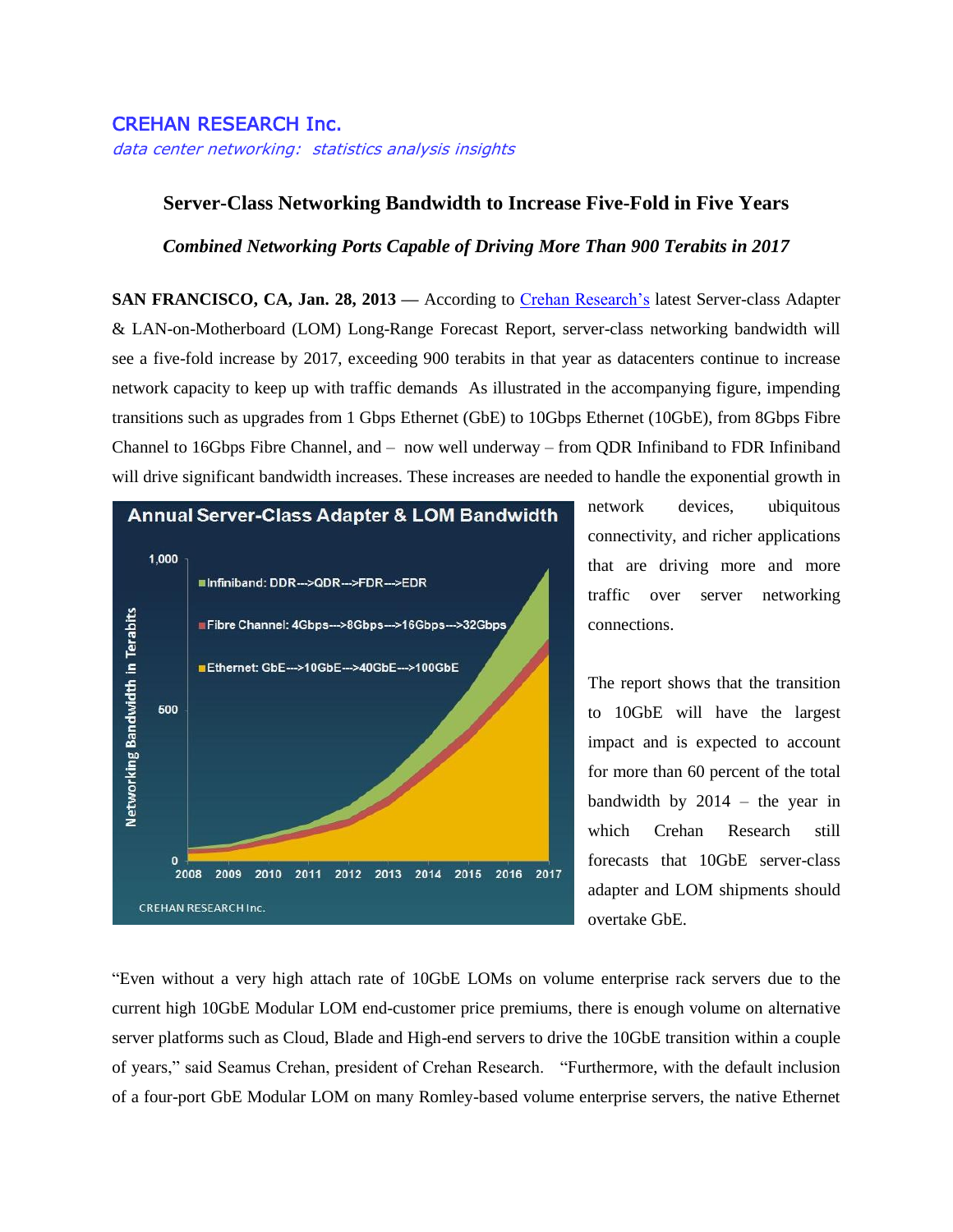CREHAN RESEARCH Inc.

*data center networking: statistics analysis insights*

## Server-Class Networking Bandwidth to Increase Five-Fold in Five Years

***Combined Networking Ports Capable of Driving More Than 900 Terabits in 2017***

**SAN FRANCISCO, CA, Jan. 28, 2013** — According to Crehan Research's latest Server-class Adapter & LAN-on-Motherboard (LOM) Long-Range Forecast Report, server-class networking bandwidth will see a five-fold increase by 2017, exceeding 900 terabits in that year as datacenters continue to increase network capacity to keep up with traffic demands As illustrated in the accompanying figure, impending transitions such as upgrades from 1 Gbps Ethernet (GbE) to 10Gbps Ethernet (10GbE), from 8Gbps Fibre Channel to 16Gbps Fibre Channel, and – now well underway – from QDR Infiniband to FDR Infiniband will drive significant bandwidth increases. These increases are needed to handle the exponential growth in network devices, ubiquitous connectivity, and richer applications that are driving more and more traffic over server networking connections.

The report shows that the transition to 10GbE will have the largest impact and is expected to account for more than 60 percent of the total bandwidth by 2014 – the year in which Crehan Research still forecasts that 10GbE server-class adapter and LOM shipments should overtake GbE.

"Even without a very high attach rate of 10GbE LOMs on volume enterprise rack servers due to the current high 10GbE Modular LOM end-customer price premiums, there is enough volume on alternative server platforms such as Cloud, Blade and High-end servers to drive the 10GbE transition within a couple of years," said Seamus Crehan, president of Crehan Research. "Furthermore, with the default inclusion of a four-port GbE Modular LOM on many Romley-based volume enterprise servers, the native Ethernet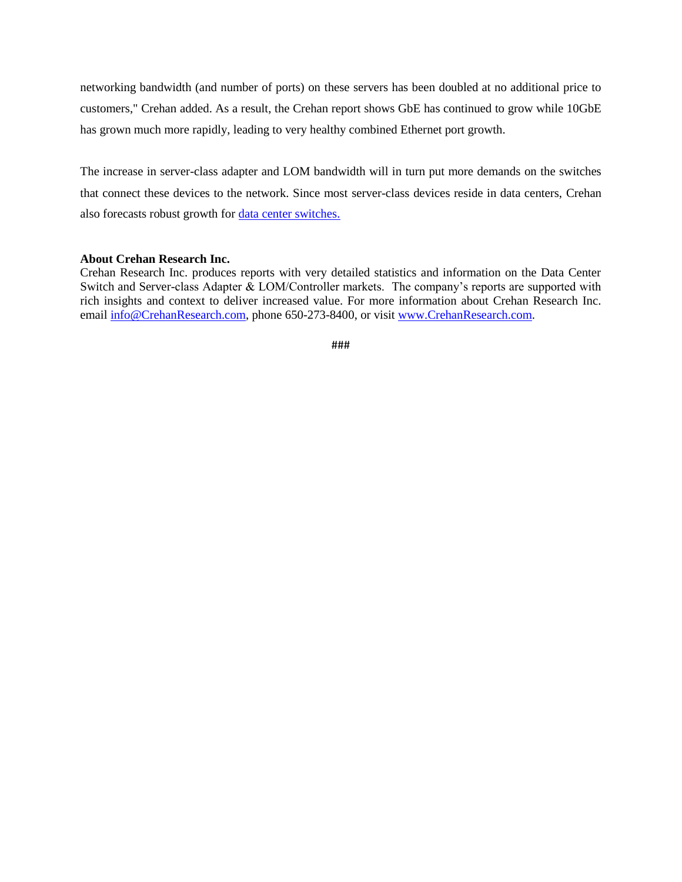networking bandwidth (and number of ports) on these servers has been doubled at no additional price to customers," Crehan added. As a result, the Crehan report shows GbE has continued to grow while 10GbE has grown much more rapidly, leading to very healthy combined Ethernet port growth.

The increase in server-class adapter and LOM bandwidth will in turn put more demands on the switches that connect these devices to the network. Since most server-class devices reside in data centers, Crehan also forecasts robust growth for [data center switches.](#)

**About Crehan Research Inc.**
Crehan Research Inc. produces reports with very detailed statistics and information on the Data Center Switch and Server-class Adapter & LOM/Controller markets. The company's reports are supported with rich insights and context to deliver increased value. For more information about Crehan Research Inc. email [info@CrehanResearch.com](mailto:info@CrehanResearch.com), phone 650-273-8400, or visit [www.CrehanResearch.com](http://www.CrehanResearch.com).

###